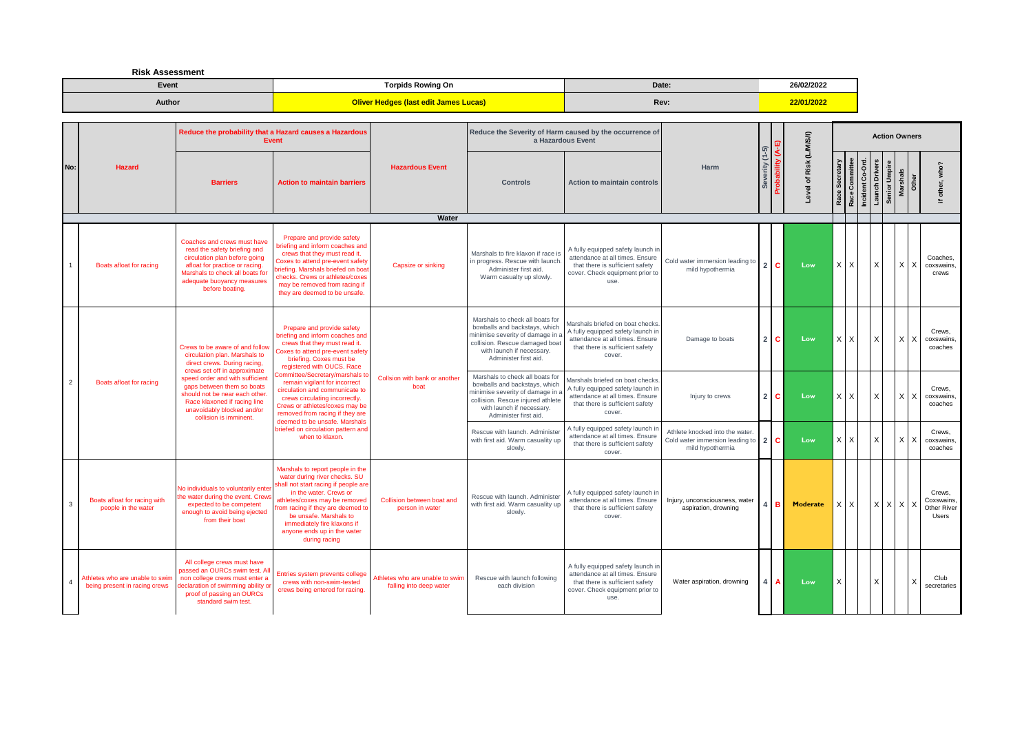**Risk Assessment**

| Event | Torpids Rowing On | Date: | 26/02/2022 |
|---|---|---|---|
| Author | Oliver Hedges (last edit James Lucas) | Rev: | 22/01/2022 |

| No: | Hazard | Reduce the probability that a Hazard causes a Hazardous Event | | Hazardous Event | Reduce the Severity of Harm caused by the occurrence of a Hazardous Event | | Harm | Severity (1-5) | Probability (A-E) | Level of Risk (L/M/S/I) | Action Owners | | | | | | | | |
|---|---|---|---|---|---|---|---|---|---|---|---|---|---|---|---|---|---|---|---|
| | | Barriers | Action to maintain barriers | | Controls | Action to maintain controls | | | | | Race Secretary | Race Committee | Incident Co-Ord. | Launch Drivers | Senior Umpire | Marshals | Other | if other, who? |
| | | | | **Water** | | | | | | | | | | | | | | |
| 1 | Boats afloat for racing | Coaches and crews must have read the safety briefing and circulation plan before going afloat for practice or racing. Marshals to check all boats for adequate buoyancy measures before boating. | Prepare and provide safety briefing and inform coaches and crews that they must read it. Coxes to attend pre-event safety briefing. Marshals briefed on boat checks. Crews or athletes/coxes may be removed from racing if they are deemed to be unsafe. | Capsize or sinking | Marshals to fire klaxon if race is in progress. Rescue with launch. Administer first aid. Warm casualty up slowly. | A fully equipped safety launch in attendance at all times. Ensure that there is sufficient safety cover. Check equipment prior to use. | Cold water immersion leading to mild hypothermia | 2 | C | Low | X | X | | X | | X | X | Coaches, coxswains, crews |
| 2 | Boats afloat for racing | Crews to be aware of and follow circulation plan. Marshals to direct crews. During racing, crews set off in approximate speed order and with sufficient gaps between them so boats should not be near each other. Race klaxoned if racing line unavoidably blocked and/or collision is imminent. | Prepare and provide safety briefing and inform coaches and crews that they must read it. Coxes to attend pre-event safety briefing. Coxes must be registered with OUCS. Race Committee/Secretary/marshals to remain vigilant for incorrect circulation and communicate to crews circulating incorrectly. Crews or athletes/coxes may be removed from racing if they are deemed to be unsafe. Marshals briefed on circulation pattern and when to klaxon. | Collsion with bank or another boat | Marshals to check all boats for bowballs and backstays, which minimise severity of damage in a collision. Rescue damaged boat with launch if necessary. Administer first aid. | Marshals briefed on boat checks. A fully equipped safety launch in attendance at all times. Ensure that there is sufficient safety cover. | Damage to boats | 2 | C | Low | X | X | | X | | X | X | Crews, coxswains, coaches |
| | | | | | Marshals to check all boats for bowballs and backstays, which minimise severity of damage in a collision. Rescue injured athlete with launch if necessary. Administer first aid. | Marshals briefed on boat checks. A fully equipped safety launch in attendance at all times. Ensure that there is sufficient safety cover. | Injury to crews | 2 | C | Low | X | X | | X | | X | X | Crews, coxswains, coaches |
| | | | | | Rescue with launch. Administer with first aid. Warm casualty up slowly. | A fully equipped safety launch in attendance at all times. Ensure that there is sufficient safety cover. | Athlete knocked into the water. Cold water immersion leading to mild hypothermia | 2 | C | Low | X | X | | X | | X | X | Crews, coxswains, coaches |
| 3 | Boats afloat for racing with people in the water | No individuals to voluntarily enter the water during the event. Crews expected to be competent enough to avoid being ejected from their boat | Marshals to report people in the water during river checks. SU shall not start racing if people are in the water. Crews or athletes/coxes may be removed from racing if they are deemed to be unsafe. Marshals to immediately fire klaxons if anyone ends up in the water during racing | Collision between boat and person in water | Rescue with launch. Administer with first aid. Warm casualty up slowly. | A fully equipped safety launch in attendance at all times. Ensure that there is sufficient safety cover. | Injury, unconsciousness, water aspiration, drowning | 4 | B | Moderate | X | X | | X | X | X | X | Crews, Coxswains, Other River Users |
| 4 | Athletes who are unable to swim being present in racing crews | All college crews must have passed an OURCs swim test. All non college crews must enter a declaration of swimming ability or proof of passing an OURCs standard swim test. | Entries system prevents college crews with non-swim-tested crews being entered for racing. | Athletes who are unable to swim falling into deep water | Rescue with launch following each division | A fully equipped safety launch in attendance at all times. Ensure that there is sufficient safety cover. Check equipment prior to use. | Water aspiration, drowning | 4 | A | Low | X | | | X | | | X | Club secretaries |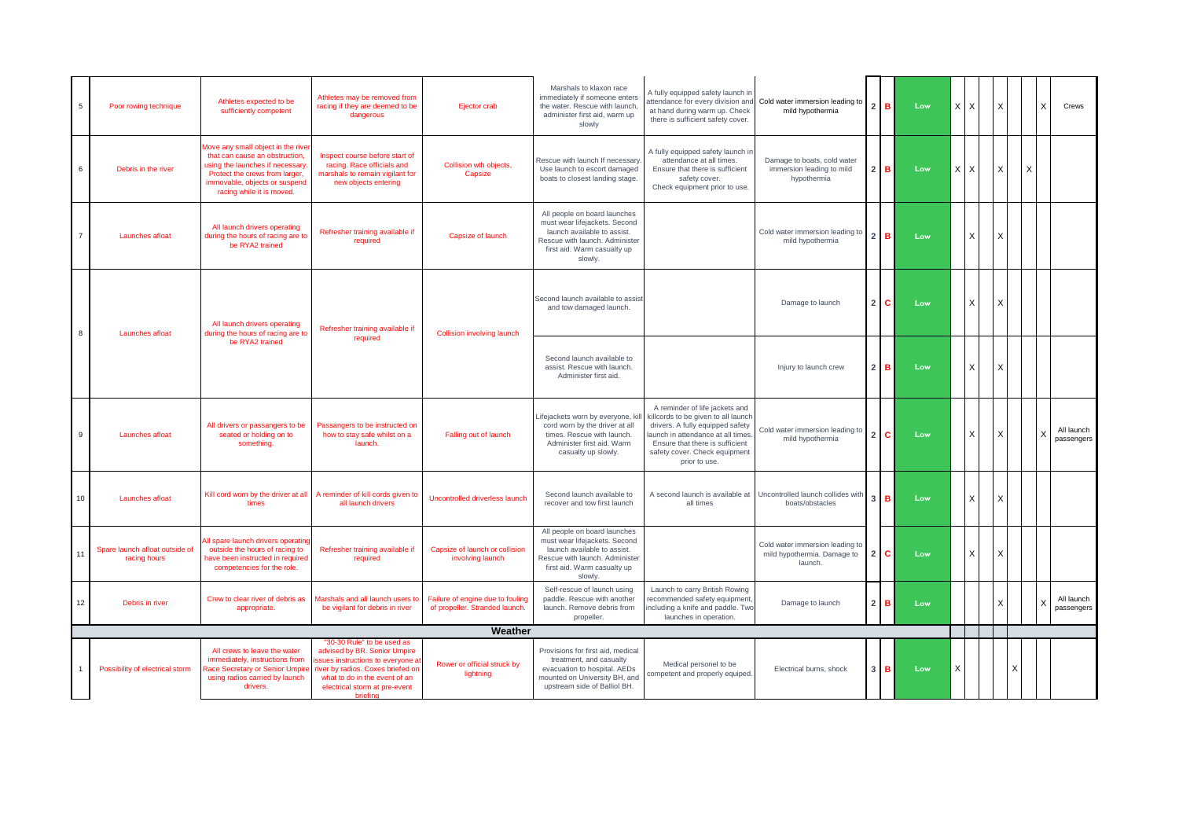| | | | | | | | | | | | | | | | | | | |
|---|---|---|---|---|---|---|---|---|---|---|---|---|---|---|---|---|---|---|
| 5 | Poor rowing technique | Athletes expected to be sufficiently competent | Athletes may be removed from racing if they are deemed to be dangerous | Ejector crab | Marshals to klaxon race immediately if someone enters the water. Rescue with launch, administer first aid, warm up slowly | A fully equipped safety launch in attendance for every division and at hand during warm up. Check there is sufficient safety cover. | Cold water immersion leading to mild hypothermia | 2 | B | Low | X | X | | X | | | X | Crews |
| 6 | Debris in the river | Move any small object in the river that can cause an obstruction, using the launches if necessary. Protect the crews from larger, immovable, objects or suspend racing while it is moved. | Inspect course before start of racing. Race officials and marshals to remain vigilant for new objects entering | Collision wth objects, Capsize | Rescue with launch If necessary. Use launch to escort damaged boats to closest landing stage. | A fully equipped safety launch in attendance at all times. Ensure that there is sufficient safety cover. Check equipment prior to use. | Damage to boats, cold water immersion leading to mild hypothermia | 2 | B | Low | X | X | | X | | X | | |
| 7 | Launches afloat | All launch drivers operating during the hours of racing are to be RYA2 trained | Refresher training available if required | Capsize of launch | All people on board launches must wear lifejackets. Second launch available to assist. Rescue with launch. Administer first aid. Warm casualty up slowly. | | Cold water immersion leading to mild hypothermia | 2 | B | Low | | X | | X | | | | |
| 8 | Launches afloat | All launch drivers operating during the hours of racing are to be RYA2 trained | Refresher training available if required | Collision involving launch | Second launch available to assist and tow damaged launch. | | Damage to launch | 2 | C | Low | | X | | X | | | | |
| | | | | | Second launch available to assist. Rescue with launch. Administer first aid. | | Injury to launch crew | 2 | B | Low | | X | | X | | | | |
| 9 | Launches afloat | All drivers or passangers to be seated or holding on to something. | Passangers to be instructed on how to stay safe whilst on a launch. | Falling out of launch | Lifejackets worn by everyone, kill cord worn by the driver at all times. Rescue with launch. Administer first aid. Warm casualty up slowly. | A reminder of life jackets and killcords to be given to all launch drivers. A fully equipped safety launch in attendance at all times. Ensure that there is sufficient safety cover. Check equipment prior to use. | Cold water immersion leading to mild hypothermia | 2 | C | Low | | X | | X | | | X | All launch passengers |
| 10 | Launches afloat | Kill cord worn by the driver at all times | A reminder of kill cords given to all launch drivers | Uncontrolled driverless launch | Second launch available to recover and tow first launch | A second launch is available at all times | Uncontrolled launch collides with boats/obstacles | 3 | B | Low | | X | | X | | | | |
| 11 | Spare launch afloat outside of racing hours | All spare launch drivers operating outside the hours of racing to have been instructed in required competencies for the role. | Refresher training available if required | Capsize of launch or collision involving launch | All people on board launches must wear lifejackets. Second launch available to assist. Rescue with launch. Administer first aid. Warm casualty up slowly. | | Cold water immersion leading to mild hypothermia. Damage to launch. | 2 | C | Low | | X | | X | | | | |
| 12 | Debris in river | Crew to clear river of debris as appropriate. | Marshals and all launch users to be vigilant for debris in river | Failure of engine due to fouling of propeller. Stranded launch. | Self-rescue of launch using paddle. Rescue with another launch. Remove debris from propeller. | Launch to carry British Rowing recommended safety equipment, including a knife and paddle. Two launches in operation. | Damage to launch | 2 | B | Low | | | | X | | | X | All launch passengers |
| | | | | | **Weather** | | | | | | | | | | | | | |
| 1 | Possibility of electrical storm | All crews to leave the water immediately, instructions from Race Secretary or Senior Umpire using radios carried by launch drivers. | "30-30 Rule" to be used as advised by BR. Senior Umpire issues instructions to everyone at river by radios. Coxes briefed on what to do in the event of an electrical storm at pre-event briefing | Rower or official struck by lightning | Provisions for first aid, medical treatment, and casualty evacuation to hospital. AEDs mounted on University BH, and upstream side of Balliol BH. | Medical personel to be competent and properly equiped. | Electrical burns, shock | 3 | B | Low | X | | | | X | | | |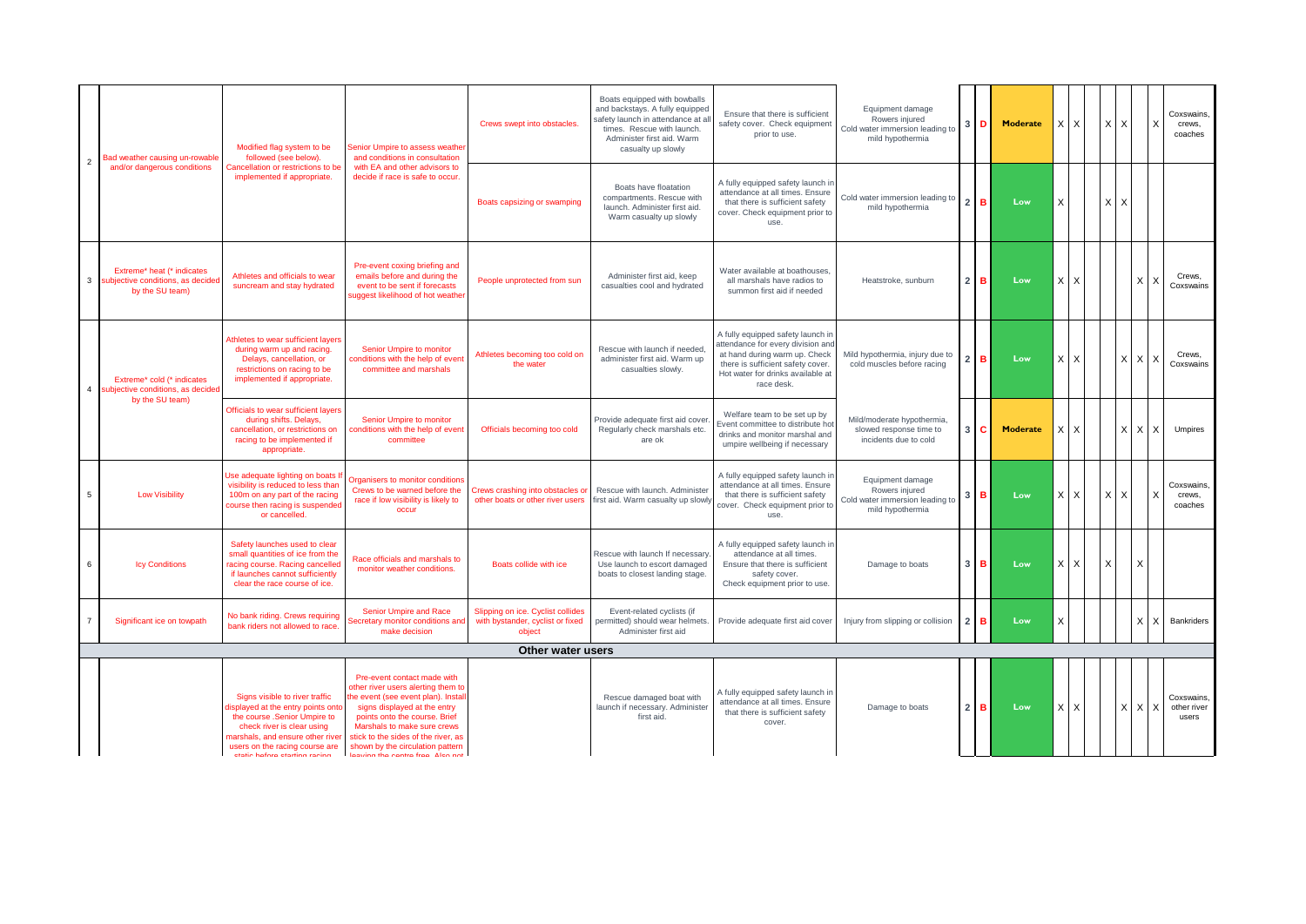| | | | | | | | | | | | | | | | | | | |
|---|---|---|---|---|---|---|---|---|---|---|---|---|---|---|---|---|---|---|
| 2 | Bad weather causing un-rowable and/or dangerous conditions | Modified flag system to be followed (see below). Cancellation or restrictions to be implemented if appropriate. | Senior Umpire to assess weather and conditions in consultation with EA and other advisors to decide if race is safe to occur. | Crews swept into obstacles. | Boats equipped with bowballs and backstays. A fully equipped safety launch in attendance at all times. Rescue with launch. Administer first aid. Warm casualty up slowly | Ensure that there is sufficient safety cover. Check equipment prior to use. | Equipment damage<br>Rowers injured<br>Cold water immersion leading to mild hypothermia | 3 | D | Moderate | X | X | | X | X | | X | Coxswains, crews, coaches |
| | | | | Boats capsizing or swamping | Boats have floatation compartments. Rescue with launch. Administer first aid. Warm casualty up slowly | A fully equipped safety launch in attendance at all times. Ensure that there is sufficient safety cover. Check equipment prior to use. | Cold water immersion leading to mild hypothermia | 2 | B | Low | X | | | X | X | | | |
| 3 | Extreme* heat (* indicates subjective conditions, as decided by the SU team) | Athletes and officials to wear suncream and stay hydrated | Pre-event coxing briefing and emails before and during the event to be sent if forecasts suggest likelihood of hot weather | People unprotected from sun | Administer first aid, keep casualties cool and hydrated | Water available at boathouses, all marshals have radios to summon first aid if needed | Heatstroke, sunburn | 2 | B | Low | X | X | | | | X | X | Crews, Coxswains |
| 4 | Extreme* cold (* indicates subjective conditions, as decided by the SU team) | Athletes to wear sufficient layers during warm up and racing. Delays, cancellation, or restrictions on racing to be implemented if appropriate. | Senior Umpire to monitor conditions with the help of event committee and marshals | Athletes becoming too cold on the water | Rescue with launch if needed, administer first aid. Warm up casualties slowly. | A fully equipped safety launch in attendance for every division and at hand during warm up. Check there is sufficient safety cover. Hot water for drinks available at race desk. | Mild hypothermia, injury due to cold muscles before racing | 2 | B | Low | X | X | | | X | X | X | Crews, Coxswains |
| | | Officials to wear sufficient layers during shifts. Delays, cancellation, or restrictions on racing to be implemented if appropriate. | Senior Umpire to monitor conditions with the help of event committee | Officials becoming too cold | Provide adequate first aid cover. Regularly check marshals etc. are ok | Welfare team to be set up by Event committee to distribute hot drinks and monitor marshal and umpire wellbeing if necessary | Mild/moderate hypothermia, slowed response time to incidents due to cold | 3 | C | Moderate | X | X | | | X | X | X | Umpires |
| 5 | Low Visibility | Use adequate lighting on boats If visibility is reduced to less than 100m on any part of the racing course then racing is suspended or cancelled. | Organisers to monitor conditions Crews to be warned before the race if low visibility is likely to occur | Crews crashing into obstacles or other boats or other river users | Rescue with launch. Administer first aid. Warm casualty up slowly | A fully equipped safety launch in attendance at all times. Ensure that there is sufficient safety cover. Check equipment prior to use. | Equipment damage<br>Rowers injured<br>Cold water immersion leading to mild hypothermia | 3 | B | Low | X | X | | X | X | | X | Coxswains, crews, coaches |
| 6 | Icy Conditions | Safety launches used to clear small quantities of ice from the racing course. Racing cancelled if launches cannot sufficiently clear the race course of ice. | Race officials and marshals to monitor weather conditions. | Boats collide with ice | Rescue with launch If necessary. Use launch to escort damaged boats to closest landing stage. | A fully equipped safety launch in attendance at all times. Ensure that there is sufficient safety cover. Check equipment prior to use. | Damage to boats | 3 | B | Low | X | X | | X | | X | | |
| 7 | Significant ice on towpath | No bank riding. Crews requiring bank riders not allowed to race. | Senior Umpire and Race Secretary monitor conditions and make decision | Slipping on ice. Cyclist collides with bystander, cyclist or fixed object | Event-related cyclists (if permitted) should wear helmets. Administer first aid | Provide adequate first aid cover | Injury from slipping or collision | 2 | B | Low | X | | | | | X | X | Bankriders |
| **Other water users** | | | | | | | | | | | | | | | | | | |
| | | Signs visible to river traffic displayed at the entry points onto the course .Senior Umpire to check river is clear using marshals, and ensure other river users on the racing course are static before starting racing | Pre-event contact made with other river users alerting them to the event (see event plan). Install signs displayed at the entry points onto the course. Brief Marshals to make sure crews stick to the sides of the river, as shown by the circulation pattern leaving the centre free. Also not | | Rescue damaged boat with launch if necessary. Administer first aid. | A fully equipped safety launch in attendance at all times. Ensure that there is sufficient safety cover. | Damage to boats | 2 | B | Low | X | X | | | X | X | X | Coxswains, other river users |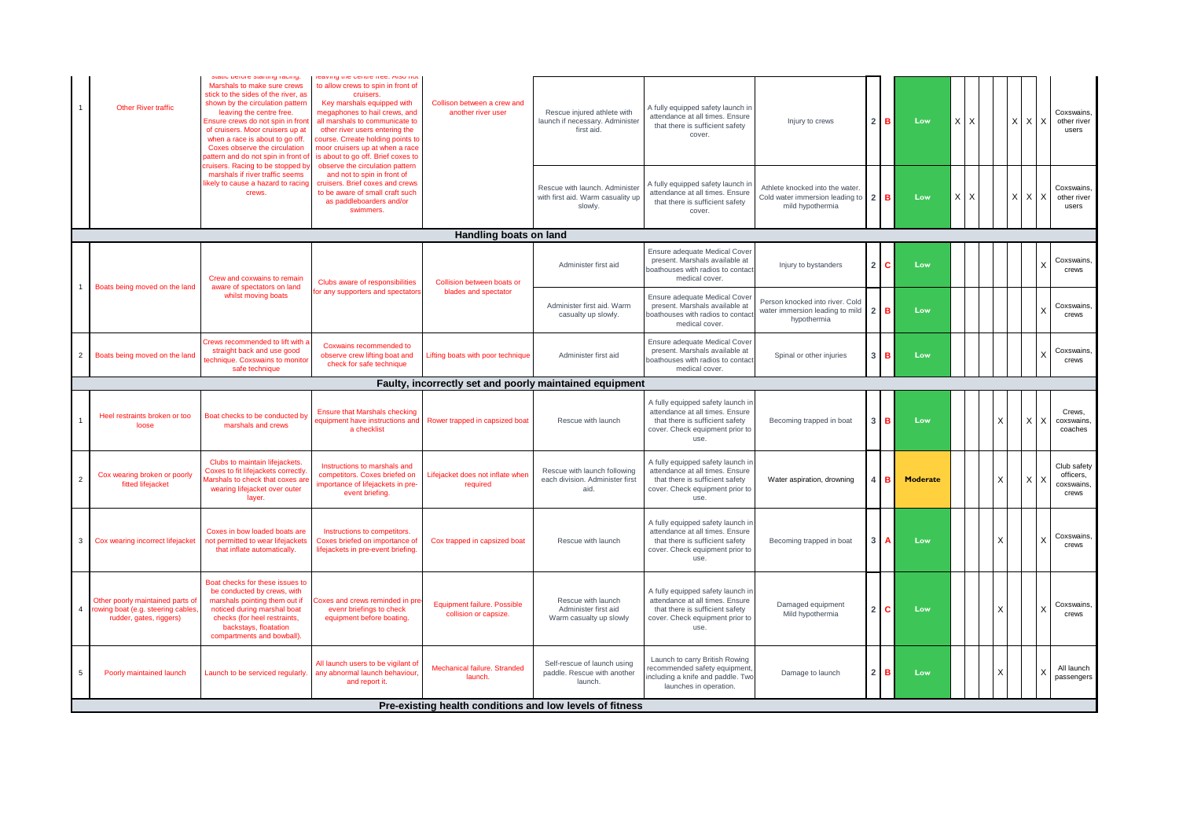| | | | | | | | | | | | | | | | | | | | |
|---|---|---|---|---|---|---|---|---|---|---|---|---|---|---|---|---|---|---|---|
| 1 | Other River traffic | static before starting racing. Marshals to make sure crews stick to the sides of the river, as shown by the circulation pattern leaving the centre free. Ensure crews do not spin in front of cruisers. Moor cruisers up at when a race is about to go off. Coxes observe the circulation pattern and do not spin in front of cruisers. Racing to be stopped by marshals if river traffic seems likely to cause a hazard to racing crews. | leaving the centre free. Also not to allow crews to spin in front of cruisers. Key marshals equipped with megaphones to hail crews, and all marshals to communicate to other river users entering the course. Crreate holding points to moor cruisers up at when a race is about to go off. Brief coxes to observe the circulation pattern and not to spin in front of cruisers. Brief coxes and crews to be aware of small craft such as paddleboarders and/or swimmers. | Collison between a crew and another river user | Rescue injured athlete with launch if necessary. Administer first aid. | A fully equipped safety launch in attendance at all times. Ensure that there is sufficient safety cover. | Injury to crews | 2 | B | Low | X | X | | | X | X | X | Coxswains, other river users |
| | | | | | Rescue with launch. Administer with first aid. Warm casualty up slowly. | A fully equipped safety launch in attendance at all times. Ensure that there is sufficient safety cover. | Athlete knocked into the water. Cold water immersion leading to mild hypothermia | 2 | B | Low | X | X | | | X | X | X | Coxswains, other river users |
| **Handling boats on land** | | | | | | | | | | | | | | | | | | |
| 1 | Boats being moved on the land | Crew and coxswains to remain aware of spectators on land whilst moving boats | Clubs aware of responsibilities for any supporters and spectators | Collision between boats or blades and spectator | Administer first aid | Ensure adequate Medical Cover present. Marshals available at boathouses with radios to contact medical cover. | Injury to bystanders | 2 | C | Low | | | | | | | X | Coxswains, crews |
| | | | | | Administer first aid. Warm casualty up slowly. | Ensure adequate Medical Cover present. Marshals available at boathouses with radios to contact medical cover. | Person knocked into river. Cold water immersion leading to mild hypothermia | 2 | B | Low | | | | | | | X | Coxswains, crews |
| 2 | Boats being moved on the land | Crews recommended to lift with a straight back and use good technique. Coxswains to monitor safe technique | Coxwains recommended to observe crew lifting boat and check for safe technique | Lifting boats with poor technique | Administer first aid | Ensure adequate Medical Cover present. Marshals available at boathouses with radios to contact medical cover. | Spinal or other injuries | 3 | B | Low | | | | | | | X | Coxswains, crews |
| **Faulty, incorrectly set and poorly maintained equipment** | | | | | | | | | | | | | | | | | | |
| 1 | Heel restraints broken or too loose | Boat checks to be conducted by marshals and crews | Ensure that Marshals checking equipment have instructions and a checklist | Rower trapped in capsized boat | Rescue with launch | A fully equipped safety launch in attendance at all times. Ensure that there is sufficient safety cover. Check equipment prior to use. | Becoming trapped in boat | 3 | B | Low | | | | X | | X | X | Crews, coxswains, coaches |
| 2 | Cox wearing broken or poorly fitted lifejacket | Clubs to maintain lifejackets. Coxes to fit lifejackets correctly. Marshals to check that coxes are wearing lifejacket over outer layer. | Instructions to marshals and competitors. Coxes briefed on importance of lifejackets in pre-event briefing. | Lifejacket does not inflate when required | Rescue with launch following each division. Administer first aid. | A fully equipped safety launch in attendance at all times. Ensure that there is sufficient safety cover. Check equipment prior to use. | Water aspiration, drowning | 4 | B | **Moderate** | | | | X | | X | X | Club safety officers, coxswains, crews |
| 3 | Cox wearing incorrect lifejacket | Coxes in bow loaded boats are not permitted to wear lifejackets that inflate automatically. | Instructions to competitors. Coxes briefed on importance of lifejackets in pre-event briefing. | Cox trapped in capsized boat | Rescue with launch | A fully equipped safety launch in attendance at all times. Ensure that there is sufficient safety cover. Check equipment prior to use. | Becoming trapped in boat | 3 | A | Low | | | | X | | | X | Coxswains, crews |
| 4 | Other poorly maintained parts of rowing boat (e.g. steering cables, rudder, gates, riggers) | Boat checks for these issues to be conducted by crews, with marshals pointing them out if noticed during marshal boat checks (for heel restraints, backstays, floatation compartments and bowball). | Coxes and crews reminded in pre-evenr briefings to check equipment before boating. | Equipment failure. Possible collision or capsize. | Rescue with launch Administer first aid Warm casualty up slowly | A fully equipped safety launch in attendance at all times. Ensure that there is sufficient safety cover. Check equipment prior to use. | Damaged equipment Mild hypothermia | 2 | C | Low | | | | X | | | X | Coxswains, crews |
| 5 | Poorly maintained launch | Launch to be serviced regularly. | All launch users to be vigilant of any abnormal launch behaviour, and report it. | Mechanical failure. Stranded launch. | Self-rescue of launch using paddle. Rescue with another launch. | Launch to carry British Rowing recommended safety equipment, including a knife and paddle. Two launches in operation. | Damage to launch | 2 | B | Low | | | | X | | | X | All launch passengers |
| **Pre-existing health conditions and low levels of fitness** | | | | | | | | | | | | | | | | | | |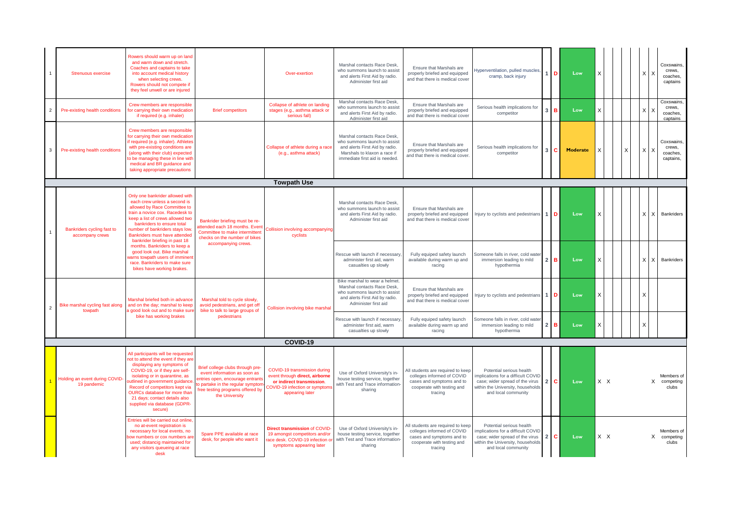| | | | | | | | | | | | | | | | | | |
|---|---|---|---|---|---|---|---|---|---|---|---|---|---|---|---|---|---|
| 1 | Strenuous exercise | Rowers should warm up on land and warm down and stretch. Coaches and captains to take into account medical history when selecting crews. Rowers should not compete if they feel unwell or are injured | | Over-exertion | Marshal contacts Race Desk, who summons launch to assist and alerts First Aid by radio. Administer first aid | Ensure that Marshals are properly briefed and equipped and that there is medical cover | Hyperventilation, pulled muscles, cramp, back injury | 1 | D | Low | X | | | | | X | X | Coxswains, crews, coaches, captains |
| 2 | Pre-existing health conditions | Crew members are responsible for carrying their own medication if required (e.g. inhaler) | Brief competitors | Collapse of athlete on landing stages (e.g., asthma attack or serious fall) | Marshal contacts Race Desk, who summons launch to assist and alerts First Aid by radio. Administer first aid | Ensure that Marshals are properly briefed and equipped and that there is medical cover | Serious health implications for competitor | 3 | B | Low | X | | | | | X | X | Coxswains, crews, coaches, captains |
| 3 | Pre-existing health conditions | Crew members are responsible for carrying their own medication if required (e.g. inhaler). Athletes with pre-existing conditions are (along with their club) expected to be managing these in line with medical and BR guidance and taking appropriate precautions | | Collapse of athlete during a race (e.g., asthma attack) | Marshal contacts Race Desk, who summons launch to assist and alerts First Aid by radio. Marshals to klaxon a race if immediate first aid is needed. | Ensure that Marshals are properly briefed and equipped and that there is medical cover. | Serious health implications for competitor | 3 | C | Moderate | X | | | X | | X | X | Coxswains, crews, coaches, captains, |
| | | | | **Towpath Use** | | | | | | | | | | | | | | |
| 1 | Bankriders cycling fast to accompany crews | Only one bankrider allowed with each crew unless a second is allowed by Race Committee to train a novice cox. Racedesk to keep a list of crews allowed two bankriders to ensure total number of bankriders stays low. Bankriders must have attended bankrider briefing in past 18 months. Bankriders to keep a good look out. Bike marshal warns towpath users of imminent race. Bankriders to make sure bikes have working brakes. | Bankrider briefing must be re-attended each 18 months. Event Committee to make intermittent checks on the number of bikes accompanying crews. | Collision involving accompanying cyclists | Marshal contacts Race Desk, who summons launch to assist and alerts First Aid by radio. Administer first aid | Ensure that Marshals are properly briefed and equipped and that there is medical cover | Injury to cyclists and pedestrians | 1 | D | Low | X | | | | | X | X | Bankriders |
| | | | | | Rescue with launch if necessary, administer first aid, warm casualties up slowly | Fully equiped safety launch available during warm up and racing | Someone falls in river, cold water immersion leading to mild hypothermia | 2 | B | Low | X | | | | | X | X | Bankriders |
| 2 | Bike marshal cycling fast along towpath | Marshal briefed both in advance and on the day; marshal to keep a good look out and to make sure bike has working brakes | Marshal told to cycle slowly, avoid pedestrians, and get off bike to talk to large groups of pedestrians | Collision involving bike marshal | Bike marshal to wear a helmet. Marshal contacts Race Desk, who summons launch to assist and alerts First Aid by radio. Administer first aid | Ensure that Marshals are properly briefed and equipped and that there is medical cover | Injury to cyclists and pedestrians | 1 | D | Low | X | | | | | X | | |
| | | | | | Rescue with launch if necessary, administer first aid, warm casualties up slowly | Fully equiped safety launch available during warm up and racing | Someone falls in river, cold water immersion leading to mild hypothermia | 2 | B | Low | X | | | | | X | | |
| | | | | **COVID-19** | | | | | | | | | | | | | | |
| 1 | Holding an event during COVID-19 pandemic | All participants will be requested not to attend the event if they are displaying any symptoms of COVID-19, or if they are self-isolating or in quarantine, as outlined in government guidance. Record of competitors kept via OURCs database for more than 21 days; contact details also supplied via database (GDPR-secure) | Brief college clubs through pre-event information as soon as entries open, encourage entrants to partake in the regular symptom-free testing programs offered by the University | COVID-19 transmission during event through **direct, airborne or indirect transmission.** COVID-19 infection or symptoms appearing later | Use of Oxford University's in-house testing service, together with Test and Trace information-sharing | All students are required to keep colleges informed of COVID cases and symptoms and to cooperate with testing and tracing | Potential serious health implications for a difficult COVID case; wider spread of the virus within the University, households and local community | 2 | C | Low | X | X | | | | X | | Members of competing clubs |
| | | Entries will be carried out online, no at-event registration is necessary for local events, no bow numbers or cox numbers are used; distancig maintained for any visitors queueing at race desk | Spare PPE available at race desk, for people who want it | **Direct transmission** of COVID-19 amongst competitors and/or race desk. COVID-19 infection or symptoms appearing later | Use of Oxford University's in-house testing service, together with Test and Trace information-sharing | All students are required to keep colleges informed of COVID cases and symptoms and to cooperate with testing and tracing | Potential serious health implications for a difficult COVID case; wider spread of the virus within the University, households and local community | 2 | C | Low | X | X | | | | X | | Members of competing clubs |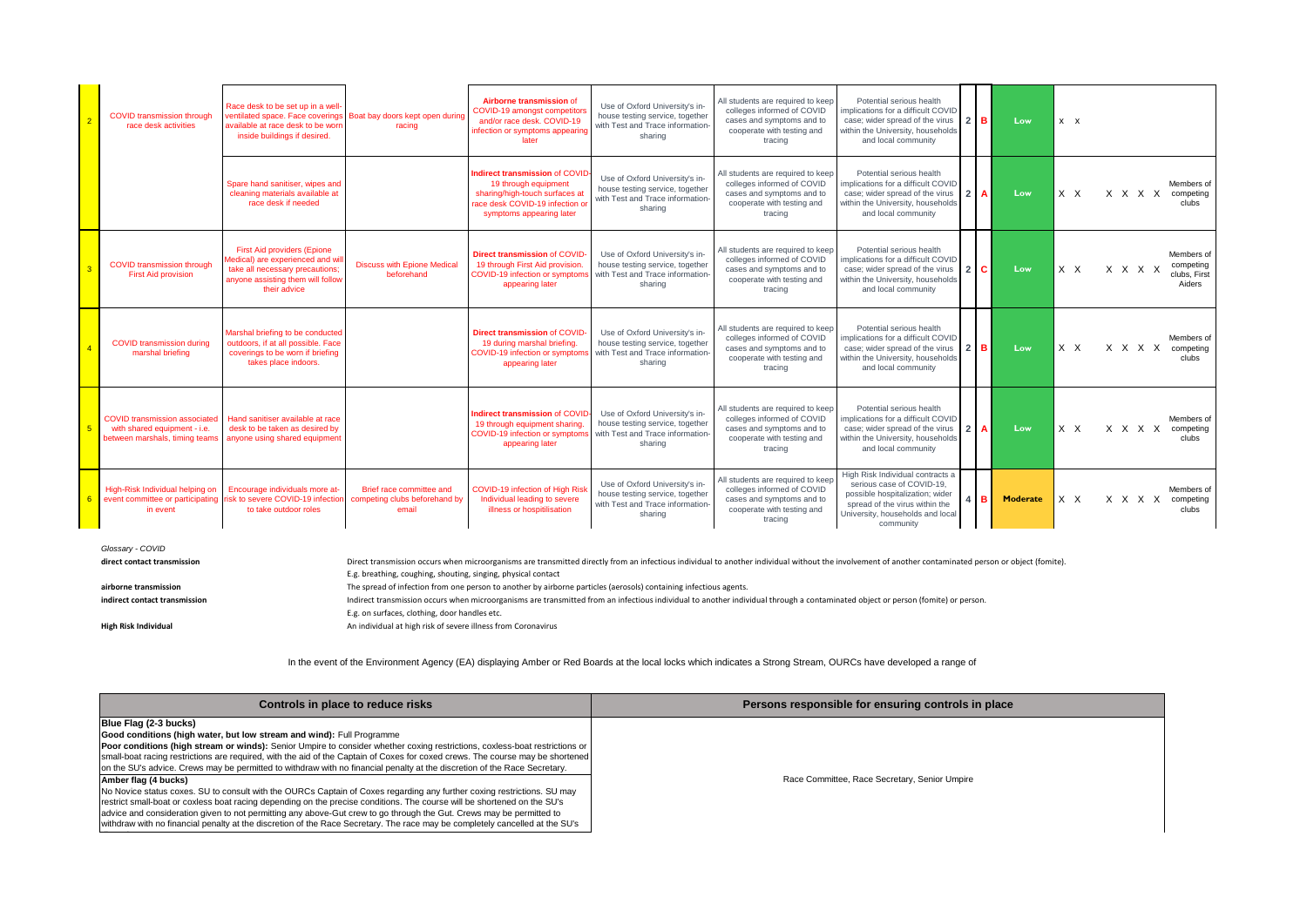| | | | | | | | | | | | |
|---|---|---|---|---|---|---|---|---|---|---|---|
| 2 | COVID transmission through race desk activities | Race desk to be set up in a well-ventilated space. Face coverings available at race desk to be worn inside buildings if desired. | Boat bay doors kept open during racing | **Airborne transmission** of COVID-19 amongst competitors and/or race desk. COVID-19 infection or symptoms appearing later | Use of Oxford University's in-house testing service, together with Test and Trace information-sharing | All students are required to keep colleges informed of COVID cases and symptoms and to cooperate with testing and tracing | Potential serious health implications for a difficult COVID case; wider spread of the virus within the University, households and local community | 2 | B | Low | x x |
| | | Spare hand sanitiser, wipes and cleaning materials available at race desk if needed | | **Indirect transmission** of COVID-19 through equipment sharing/high-touch surfaces at race desk COVID-19 infection or symptoms appearing later | Use of Oxford University's in-house testing service, together with Test and Trace information-sharing | All students are required to keep colleges informed of COVID cases and symptoms and to cooperate with testing and tracing | Potential serious health implications for a difficult COVID case; wider spread of the virus within the University, households and local community | 2 | A | Low | X X X X X X Members of competing clubs |
| 3 | COVID transmission through First Aid provision | First Aid providers (Epione Medical) are experienced and will take all necessary precautions; anyone assisting them will follow their advice | Discuss with Epione Medical beforehand | **Direct transmission** of COVID-19 through First Aid provision. COVID-19 infection or symptoms appearing later | Use of Oxford University's in-house testing service, together with Test and Trace information-sharing | All students are required to keep colleges informed of COVID cases and symptoms and to cooperate with testing and tracing | Potential serious health implications for a difficult COVID case; wider spread of the virus within the University, households and local community | 2 | C | Low | X X X X X X Members of competing clubs, First Aiders |
| 4 | COVID transmission during marshal briefing | Marshal briefing to be conducted outdoors, if at all possible. Face coverings to be worn if briefing takes place indoors. | | **Direct transmission** of COVID-19 during marshal briefing. COVID-19 infection or symptoms appearing later | Use of Oxford University's in-house testing service, together with Test and Trace information-sharing | All students are required to keep colleges informed of COVID cases and symptoms and to cooperate with testing and tracing | Potential serious health implications for a difficult COVID case; wider spread of the virus within the University, households and local community | 2 | B | Low | X X X X X X Members of competing clubs |
| 5 | COVID transmission associated with shared equipment - i.e. between marshals, timing teams | Hand sanitiser available at race desk to be taken as desired by anyone using shared equipment | | **Indirect transmission** of COVID-19 through equipment sharing. COVID-19 infection or symptoms appearing later | Use of Oxford University's in-house testing service, together with Test and Trace information-sharing | All students are required to keep colleges informed of COVID cases and symptoms and to cooperate with testing and tracing | Potential serious health implications for a difficult COVID case; wider spread of the virus within the University, households and local community | 2 | A | Low | X X X X X X Members of competing clubs |
| 6 | High-Risk Individual helping on event committee or participating in event | Encourage individuals more at-risk to severe COVID-19 infection to take outdoor roles | Brief race committee and competing clubs beforehand by email | COVID-19 infection of High Risk Individual leading to severe illness or hospitilisation | Use of Oxford University's in-house testing service, together with Test and Trace information-sharing | All students are required to keep colleges informed of COVID cases and symptoms and to cooperate with testing and tracing | High Risk Individual contracts a serious case of COVID-19, possible hospitalization; wider spread of the virus within the University, households and local community | 4 | B | **Moderate** | X X X X X X Members of competing clubs |

*Glossary - COVID*

**direct contact transmission** — Direct transmission occurs when microorganisms are transmitted directly from an infectious individual to another individual without the involvement of another contaminated person or object (fomite).
E.g. breathing, coughing, shouting, singing, physical contact

**airborne transmission** — The spread of infection from one person to another by airborne particles (aerosols) containing infectious agents.

**indirect contact transmission** — Indirect transmission occurs when microorganisms are transmitted from an infectious individual to another individual through a contaminated object or person (fomite) or person.
E.g. on surfaces, clothing, door handles etc.

**High Risk Individual** — An individual at high risk of severe illness from Coronavirus

In the event of the Environment Agency (EA) displaying Amber or Red Boards at the local locks which indicates a Strong Stream, OURCs have developed a range of

| Controls in place to reduce risks | Persons responsible for ensuring controls in place |
|---|---|
| **Blue Flag (2-3 bucks)**<br>**Good conditions (high water, but low stream and wind):** Full Programme<br>**Poor conditions (high stream or winds):** Senior Umpire to consider whether coxing restrictions, coxless-boat restrictions or small-boat racing restrictions are required, with the aid of the Captain of Coxes for coxed crews. The course may be shortened on the SU's advice. Crews may be permitted to withdraw with no financial penalty at the discretion of the Race Secretary.<br>**Amber flag (4 bucks)**<br>No Novice status coxes. SU to consult with the OURCs Captain of Coxes regarding any further coxing restrictions. SU may restrict small-boat or coxless boat racing depending on the precise conditions. The course will be shortened on the SU's advice and consideration given to not permitting any above-Gut crew to go through the Gut. Crews may be permitted to withdraw with no financial penalty at the discretion of the Race Secretary. The race may be completely cancelled at the SU's | Race Committee, Race Secretary, Senior Umpire |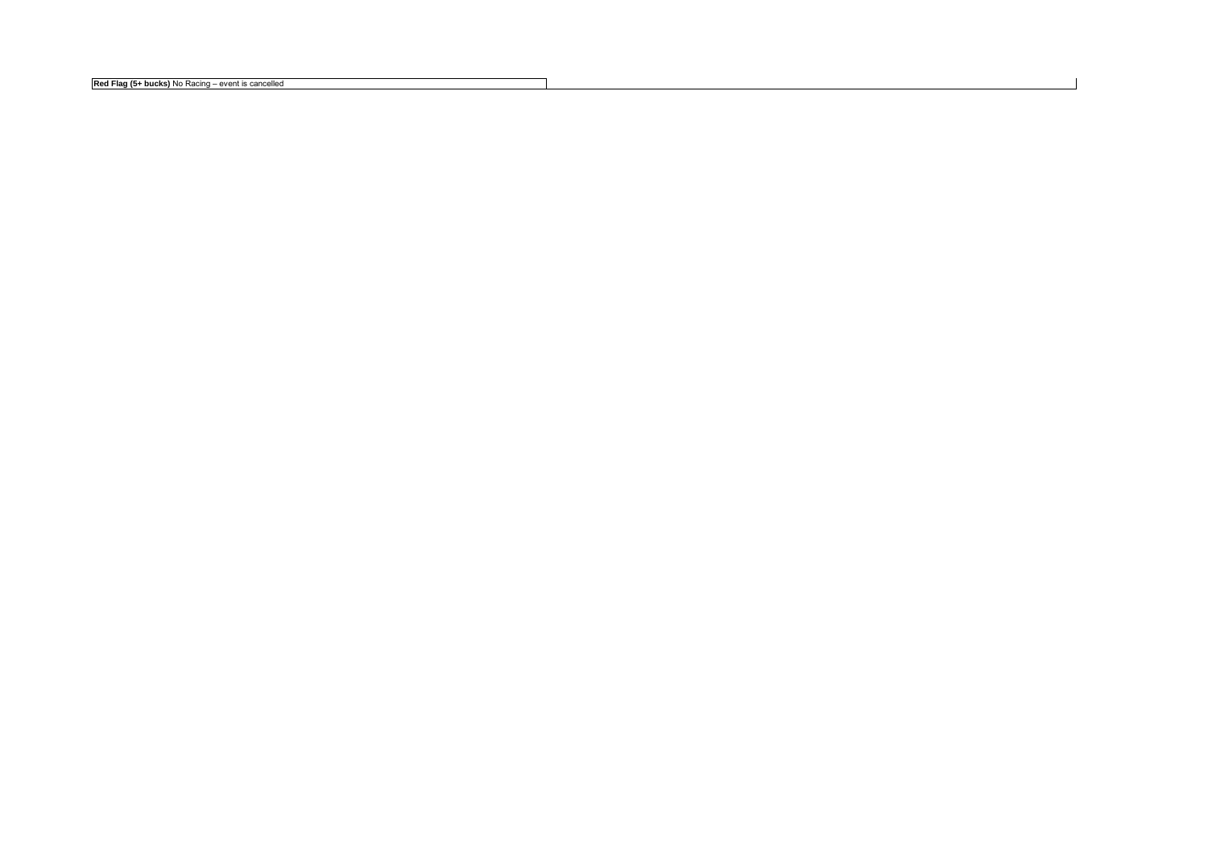| | |
|---|---|
| **Red Flag (5+ bucks)** No Racing – event is cancelled | |